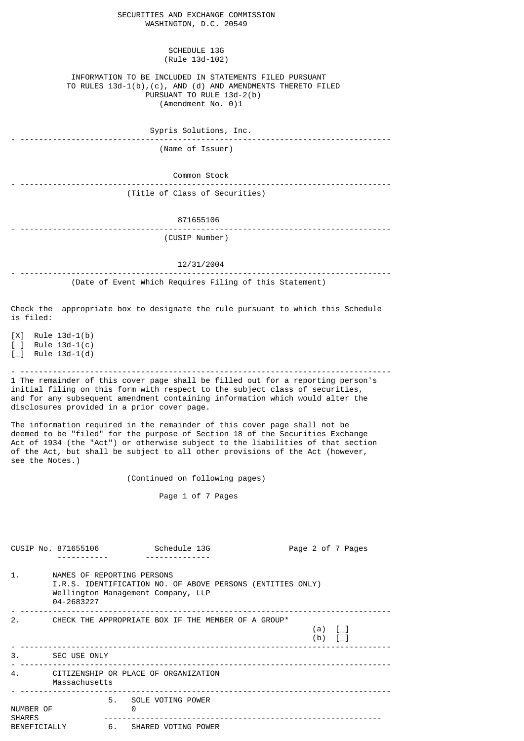SECURITIES AND EXCHANGE COMMISSION
WASHINGTON, D.C. 20549

SCHEDULE 13G
(Rule 13d-102)

INFORMATION TO BE INCLUDED IN STATEMENTS FILED PURSUANT TO RULES 13d-1(b),(c), AND (d) AND AMENDMENTS THERETO FILED PURSUANT TO RULE 13d-2(b)
(Amendment No. 0)1

Sypris Solutions, Inc.

(Name of Issuer)

Common Stock

(Title of Class of Securities)

871655106

(CUSIP Number)

12/31/2004

(Date of Event Which Requires Filing of this Statement)

Check the appropriate box to designate the rule pursuant to which this Schedule is filed:

[X] Rule 13d-1(b)
[_] Rule 13d-1(c)
[_] Rule 13d-1(d)

---

1 The remainder of this cover page shall be filled out for a reporting person's initial filing on this form with respect to the subject class of securities, and for any subsequent amendment containing information which would alter the disclosures provided in a prior cover page.

The information required in the remainder of this cover page shall not be deemed to be "filed" for the purpose of Section 18 of the Securities Exchange Act of 1934 (the "Act") or otherwise subject to the liabilities of that section of the Act, but shall be subject to all other provisions of the Act (however, see the Notes.)

(Continued on following pages)

CUSIP No. 871655106 Schedule 13G

1. NAMES OF REPORTING PERSONS
I.R.S. IDENTIFICATION NO. OF ABOVE PERSONS (ENTITIES ONLY)
Wellington Management Company, LLP
04-2683227

2. CHECK THE APPROPRIATE BOX IF THE MEMBER OF A GROUP*
(a) [_]
(b) [_]

3. SEC USE ONLY

4. CITIZENSHIP OR PLACE OF ORGANIZATION
Massachusetts

NUMBER OF SHARES BENEFICIALLY

5. SOLE VOTING POWER
0

6. SHARED VOTING POWER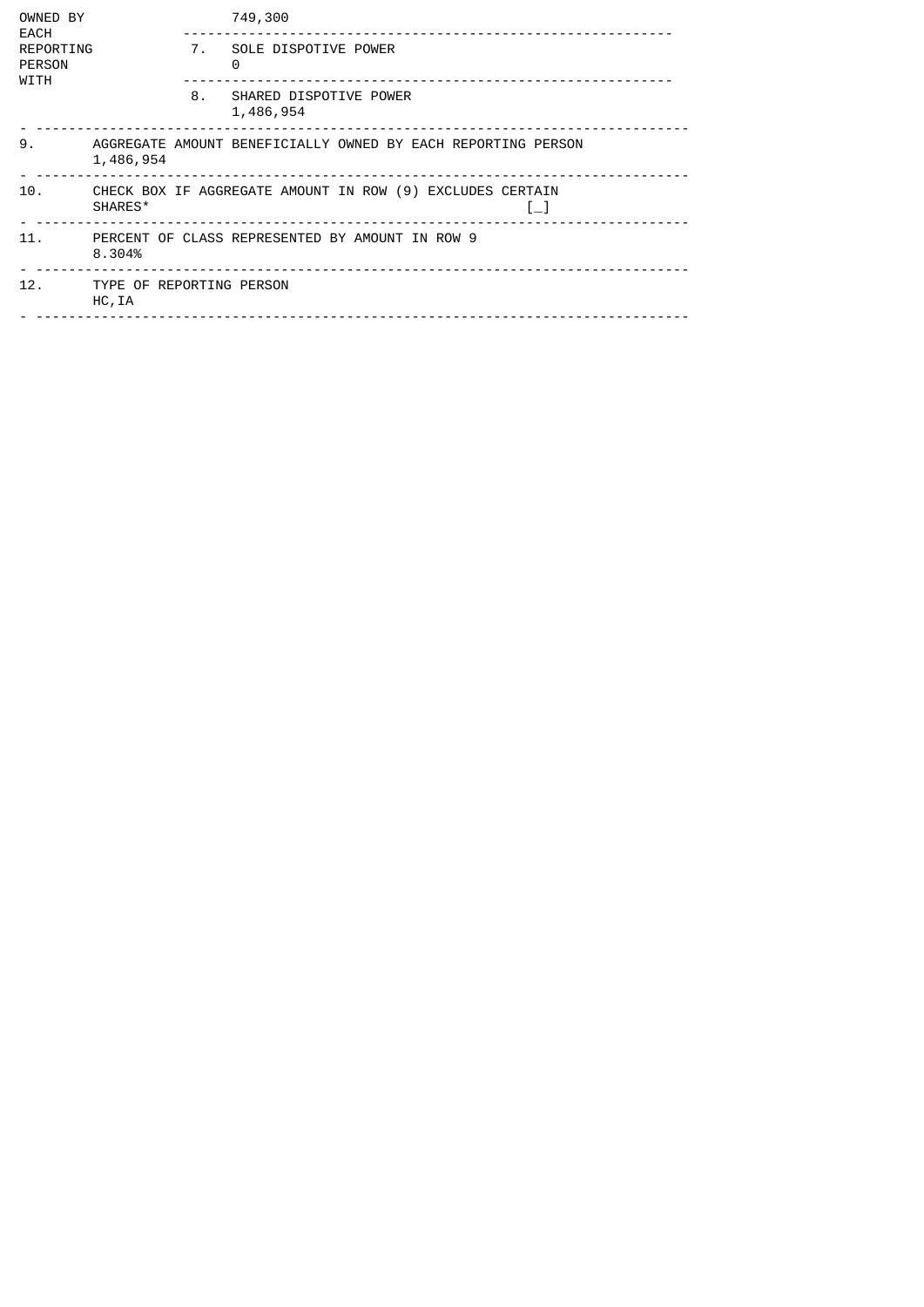| | | |
|---|---|---|
| OWNED BY EACH REPORTING PERSON WITH | | 749,300 |
| | 7. | SOLE DISPOTIVE POWER<br>0 |
| | 8. | SHARED DISPOTIVE POWER<br>1,486,954 |

| | |
|---|---|
| 9. | AGGREGATE AMOUNT BENEFICIALLY OWNED BY EACH REPORTING PERSON<br>1,486,954 |
| 10. | CHECK BOX IF AGGREGATE AMOUNT IN ROW (9) EXCLUDES CERTAIN SHARES* [_] |
| 11. | PERCENT OF CLASS REPRESENTED BY AMOUNT IN ROW 9<br>8.304% |
| 12. | TYPE OF REPORTING PERSON<br>HC,IA |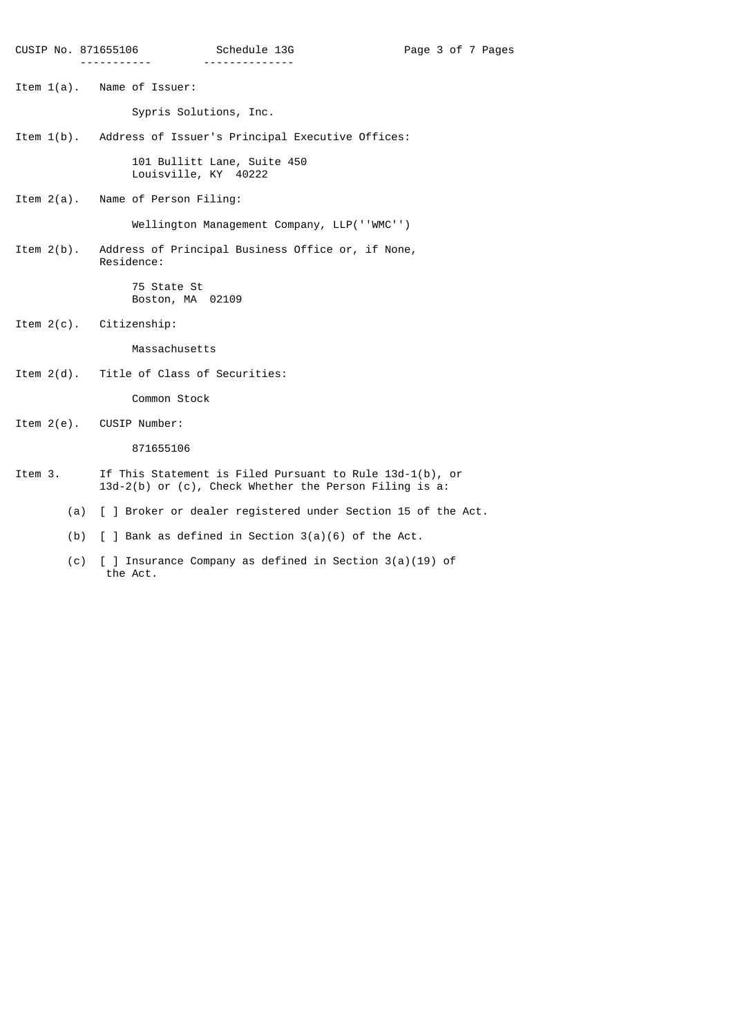CUSIP No. 871655106 Schedule 13G

Item 1(a). Name of Issuer:

Sypris Solutions, Inc.

Item 1(b). Address of Issuer's Principal Executive Offices:

101 Bullitt Lane, Suite 450
Louisville, KY 40222

Item 2(a). Name of Person Filing:

Wellington Management Company, LLP(''WMC'')

Item 2(b). Address of Principal Business Office or, if None, Residence:

75 State St
Boston, MA 02109

Item 2(c). Citizenship:

Massachusetts

Item 2(d). Title of Class of Securities:

Common Stock

Item 2(e). CUSIP Number:

871655106

Item 3. If This Statement is Filed Pursuant to Rule 13d-1(b), or 13d-2(b) or (c), Check Whether the Person Filing is a:

(a) [ ] Broker or dealer registered under Section 15 of the Act.

(b) [ ] Bank as defined in Section 3(a)(6) of the Act.

(c) [ ] Insurance Company as defined in Section 3(a)(19) of the Act.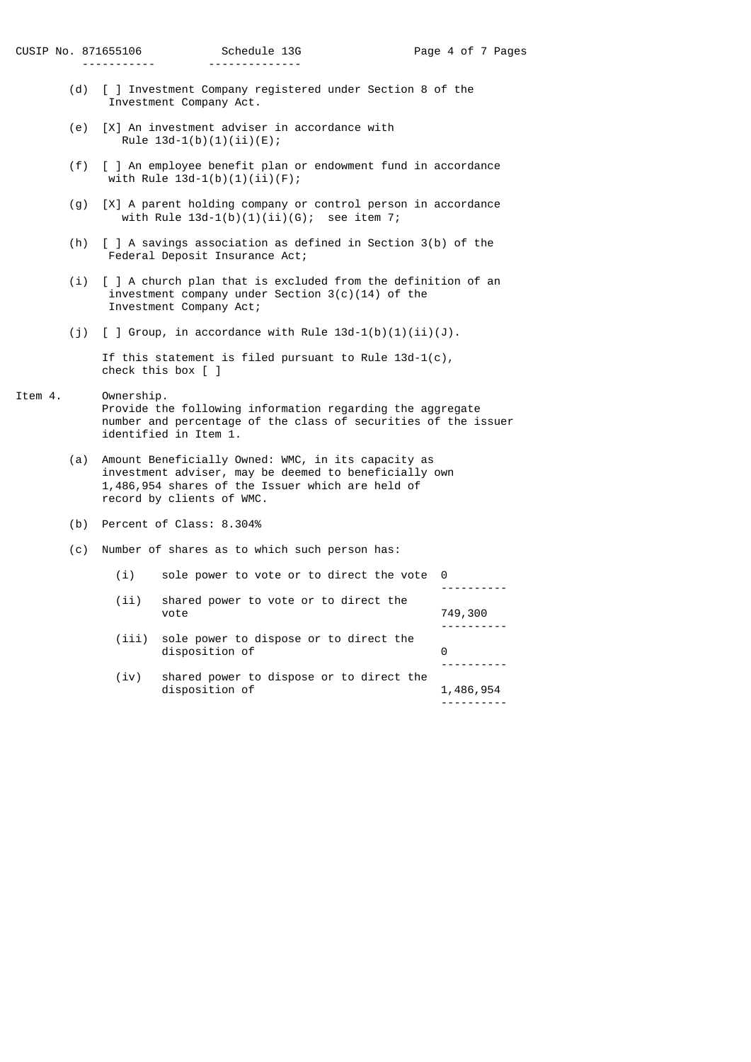(d) [ ] Investment Company registered under Section 8 of the Investment Company Act.

(e) [X] An investment adviser in accordance with Rule 13d-1(b)(1)(ii)(E);

(f) [ ] An employee benefit plan or endowment fund in accordance with Rule 13d-1(b)(1)(ii)(F);

(g) [X] A parent holding company or control person in accordance with Rule 13d-1(b)(1)(ii)(G); see item 7;

(h) [ ] A savings association as defined in Section 3(b) of the Federal Deposit Insurance Act;

(i) [ ] A church plan that is excluded from the definition of an investment company under Section 3(c)(14) of the Investment Company Act;

(j) [ ] Group, in accordance with Rule 13d-1(b)(1)(ii)(J).

If this statement is filed pursuant to Rule 13d-1(c), check this box [ ]

Item 4. Ownership.

Provide the following information regarding the aggregate number and percentage of the class of securities of the issuer identified in Item 1.

(a) Amount Beneficially Owned: WMC, in its capacity as investment adviser, may be deemed to beneficially own 1,486,954 shares of the Issuer which are held of record by clients of WMC.

(b) Percent of Class: 8.304%

(c) Number of shares as to which such person has:

| | | |
|---|---|---|
| (i) | sole power to vote or to direct the vote | 0 |
| (ii) | shared power to vote or to direct the vote | 749,300 |
| (iii) | sole power to dispose or to direct the disposition of | 0 |
| (iv) | shared power to dispose or to direct the disposition of | 1,486,954 |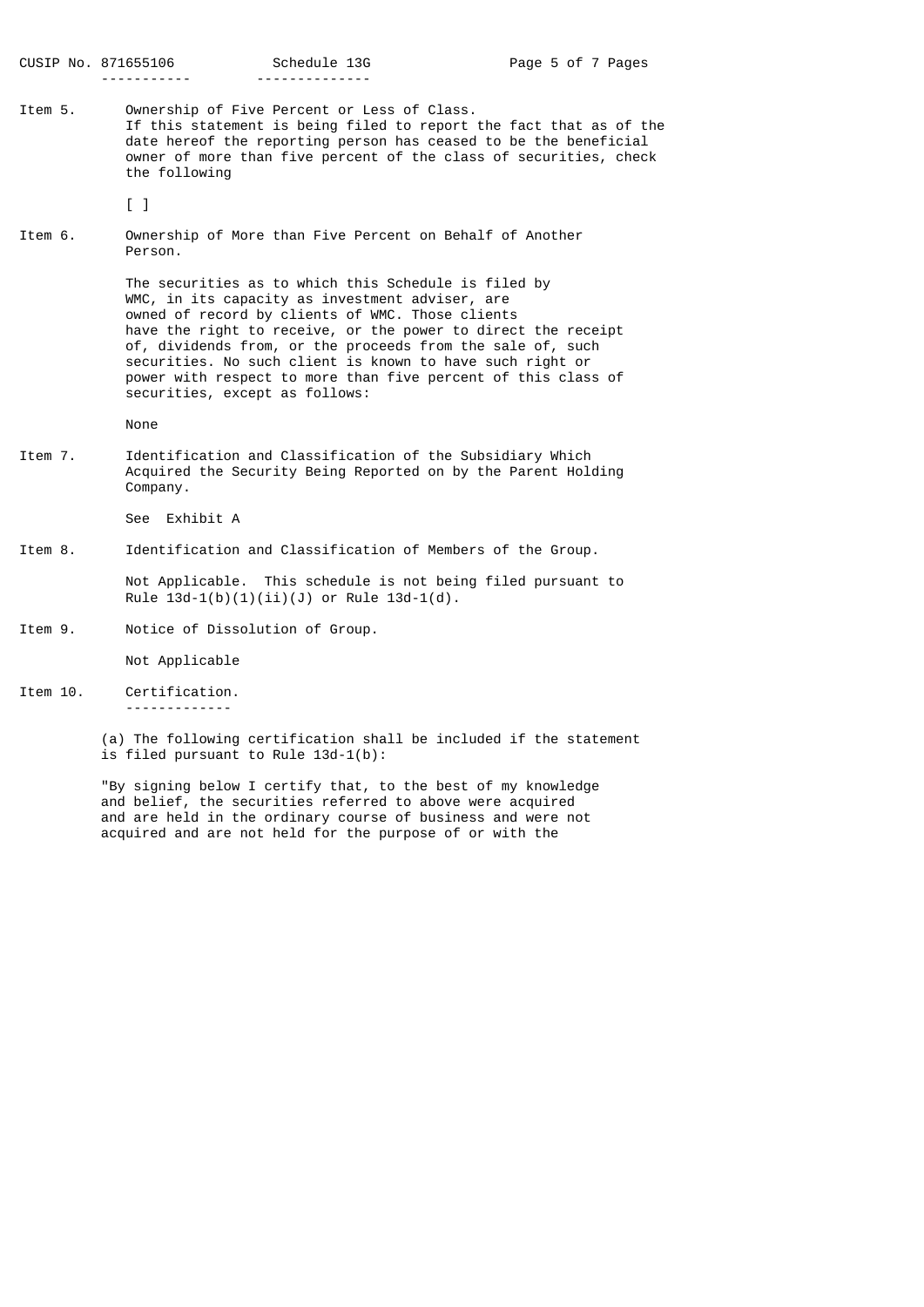**Item 5.** Ownership of Five Percent or Less of Class.

If this statement is being filed to report the fact that as of the date hereof the reporting person has ceased to be the beneficial owner of more than five percent of the class of securities, check the following

[ ]

**Item 6.** Ownership of More than Five Percent on Behalf of Another Person.

The securities as to which this Schedule is filed by WMC, in its capacity as investment adviser, are owned of record by clients of WMC. Those clients have the right to receive, or the power to direct the receipt of, dividends from, or the proceeds from the sale of, such securities. No such client is known to have such right or power with respect to more than five percent of this class of securities, except as follows:

None

**Item 7.** Identification and Classification of the Subsidiary Which Acquired the Security Being Reported on by the Parent Holding Company.

See Exhibit A

**Item 8.** Identification and Classification of Members of the Group.

Not Applicable. This schedule is not being filed pursuant to Rule 13d-1(b)(1)(ii)(J) or Rule 13d-1(d).

**Item 9.** Notice of Dissolution of Group.

Not Applicable

**Item 10.** Certification.

(a) The following certification shall be included if the statement is filed pursuant to Rule 13d-1(b):

"By signing below I certify that, to the best of my knowledge and belief, the securities referred to above were acquired and are held in the ordinary course of business and were not acquired and are not held for the purpose of or with the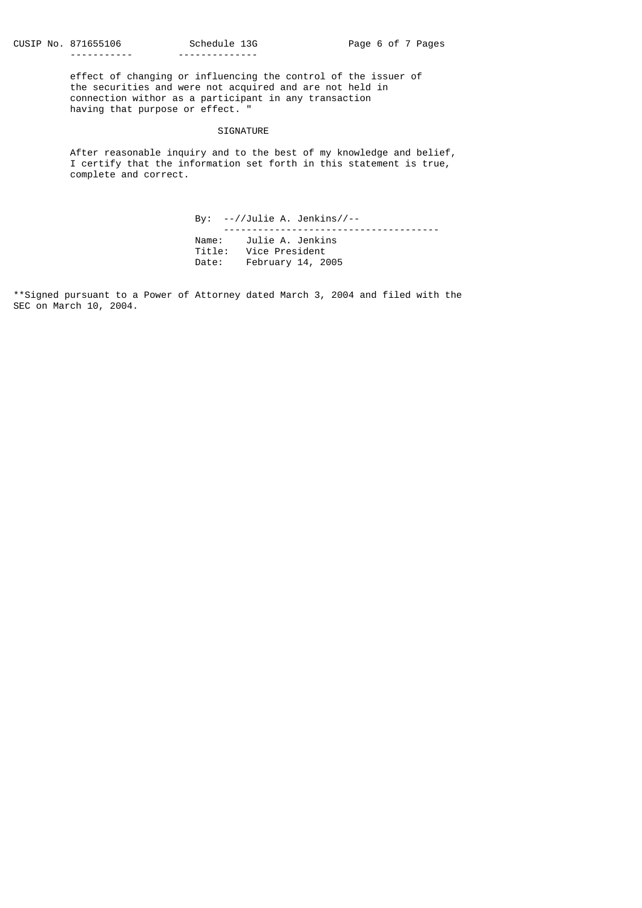effect of changing or influencing the control of the issuer of the securities and were not acquired and are not held in connection withor as a participant in any transaction having that purpose or effect. "

SIGNATURE

After reasonable inquiry and to the best of my knowledge and belief, I certify that the information set forth in this statement is true, complete and correct.

By: --//Julie A. Jenkins//--

Name: Julie A. Jenkins
Title: Vice President
Date: February 14, 2005

**Signed pursuant to a Power of Attorney dated March 3, 2004 and filed with the SEC on March 10, 2004.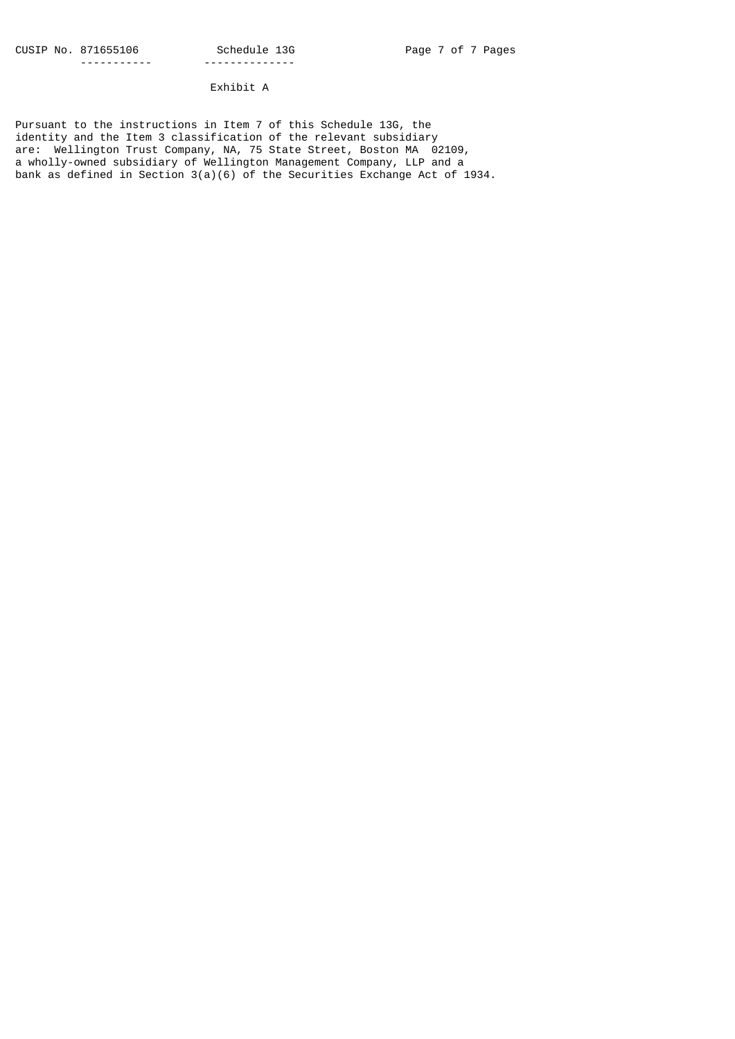## Exhibit A

Pursuant to the instructions in Item 7 of this Schedule 13G, the identity and the Item 3 classification of the relevant subsidiary are: Wellington Trust Company, NA, 75 State Street, Boston MA 02109, a wholly-owned subsidiary of Wellington Management Company, LLP and a bank as defined in Section 3(a)(6) of the Securities Exchange Act of 1934.